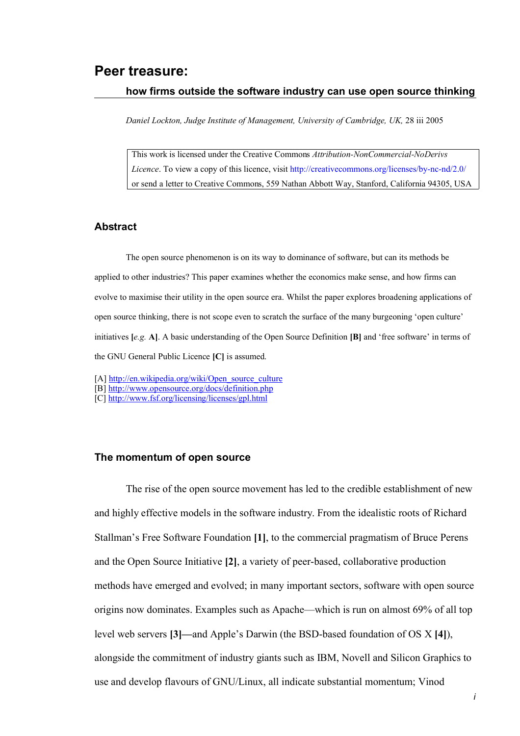# Peer treasure:

## how firms outside the software industry can use open source thinking

*Daniel Lockton, Judge Institute of Management, University of Cambridge, UK,* 28 iii 2005

This work is licensed under the Creative Commons *Attribution-NonCommercial-NoDerivs Licence*. To view a copy of this licence, visit http://creativecommons.org/licenses/by-nc-nd/2.0/ or send a letter to Creative Commons, 559 Nathan Abbott Way, Stanford, California 94305, USA

### Abstract

The open source phenomenon is on its way to dominance of software, but can its methods be applied to other industries? This paper examines whether the economics make sense, and how firms can evolve to maximise their utility in the open source era. Whilst the paper explores broadening applications of open source thinking, there is not scope even to scratch the surface of the many burgeoning 'open culture' initiatives **[***e.g.* **A]**. A basic understanding of the Open Source Definition **[B]** and 'free software' in terms of the GNU General Public Licence **[C]** is assumed.

[A] http://en.wikipedia.org/wiki/Open_source_culture
[B] http://www.opensource.org/docs/definition.php
[C] http://www.fsf.org/licensing/licenses/gpl.html

### The momentum of open source

The rise of the open source movement has led to the credible establishment of new and highly effective models in the software industry. From the idealistic roots of Richard Stallman's Free Software Foundation **[1]**, to the commercial pragmatism of Bruce Perens and the Open Source Initiative **[2]**, a variety of peer-based, collaborative production methods have emerged and evolved; in many important sectors, software with open source origins now dominates. Examples such as Apache—which is run on almost 69% of all top level web servers **[3]**—and Apple's Darwin (the BSD-based foundation of OS X **[4]**), alongside the commitment of industry giants such as IBM, Novell and Silicon Graphics to use and develop flavours of GNU/Linux, all indicate substantial momentum; Vinod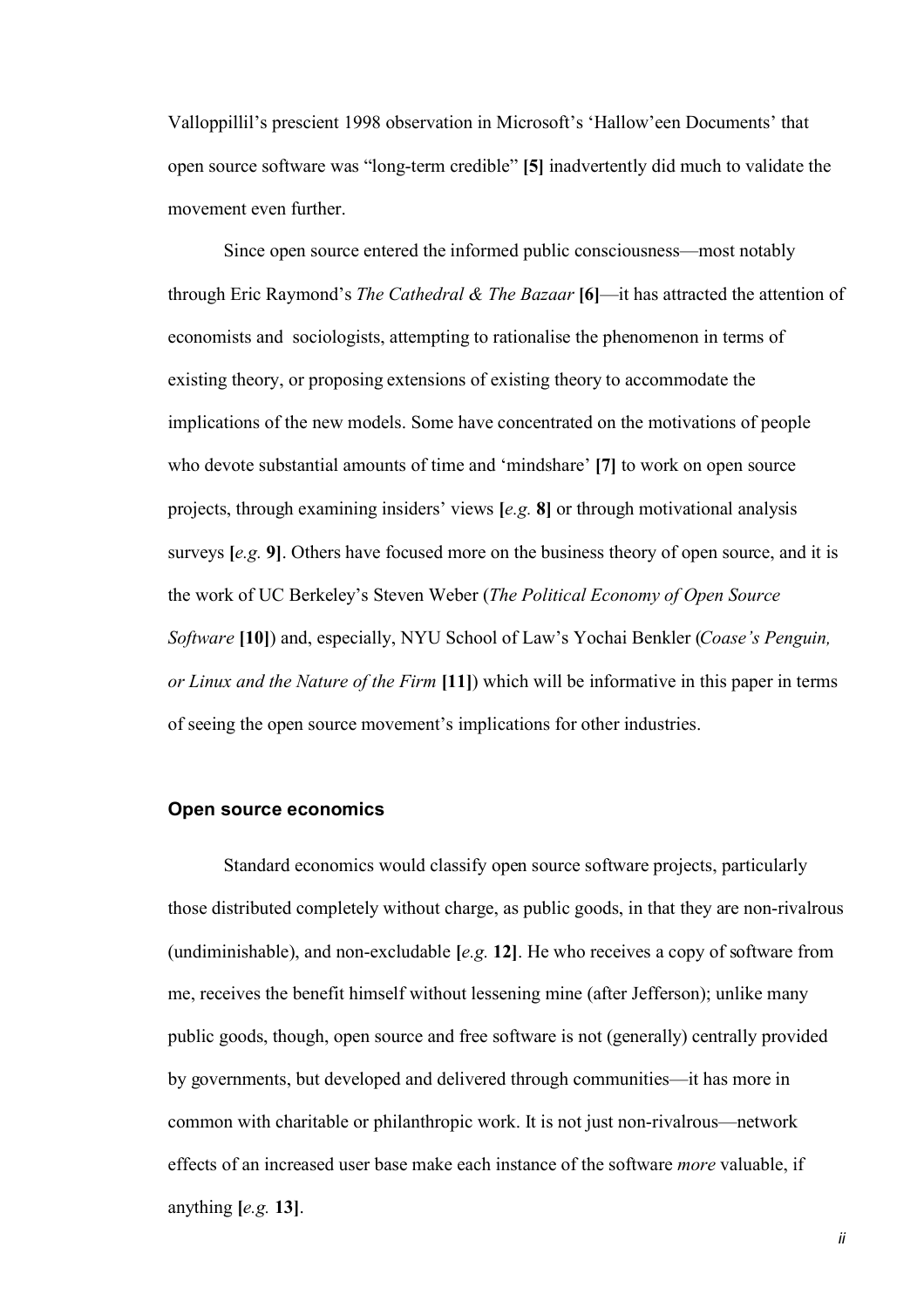Valloppillil's prescient 1998 observation in Microsoft's 'Hallow'een Documents' that open source software was "long-term credible" **[5]** inadvertently did much to validate the movement even further.

Since open source entered the informed public consciousness—most notably through Eric Raymond's *The Cathedral & The Bazaar* **[6]**—it has attracted the attention of economists and sociologists, attempting to rationalise the phenomenon in terms of existing theory, or proposing extensions of existing theory to accommodate the implications of the new models. Some have concentrated on the motivations of people who devote substantial amounts of time and 'mindshare' **[7]** to work on open source projects, through examining insiders' views **[***e.g.* **8]** or through motivational analysis surveys **[***e.g.* **9]**. Others have focused more on the business theory of open source, and it is the work of UC Berkeley's Steven Weber (*The Political Economy of Open Source Software* **[10]**) and, especially, NYU School of Law's Yochai Benkler (*Coase's Penguin, or Linux and the Nature of the Firm* **[11]**) which will be informative in this paper in terms of seeing the open source movement's implications for other industries.

### Open source economics

Standard economics would classify open source software projects, particularly those distributed completely without charge, as public goods, in that they are non-rivalrous (undiminishable), and non-excludable **[***e.g.* **12]**. He who receives a copy of software from me, receives the benefit himself without lessening mine (after Jefferson); unlike many public goods, though, open source and free software is not (generally) centrally provided by governments, but developed and delivered through communities—it has more in common with charitable or philanthropic work. It is not just non-rivalrous—network effects of an increased user base make each instance of the software *more* valuable, if anything **[***e.g.* **13]**.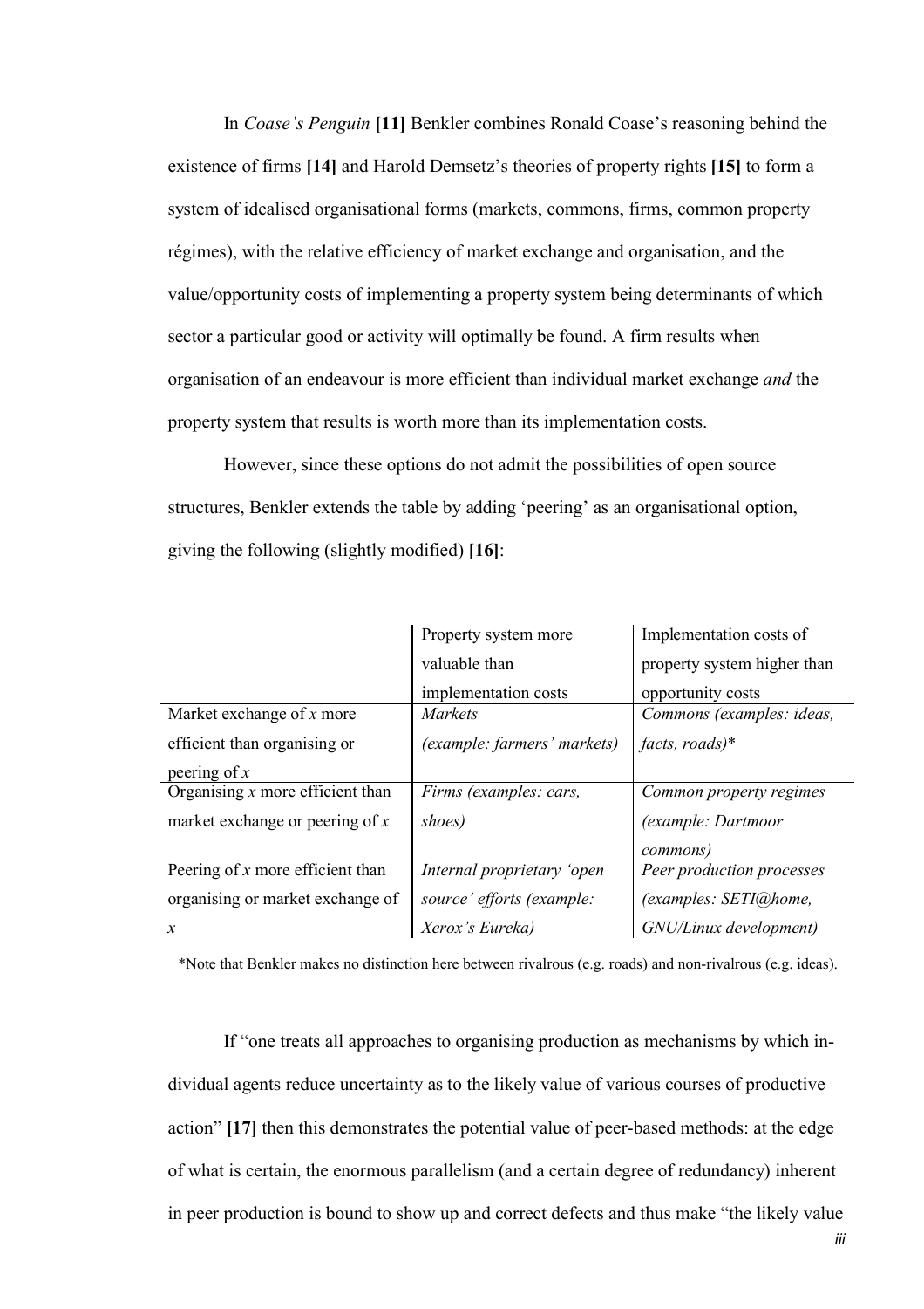In *Coase's Penguin* **[11]** Benkler combines Ronald Coase's reasoning behind the existence of firms **[14]** and Harold Demsetz's theories of property rights **[15]** to form a system of idealised organisational forms (markets, commons, firms, common property régimes), with the relative efficiency of market exchange and organisation, and the value/opportunity costs of implementing a property system being determinants of which sector a particular good or activity will optimally be found. A firm results when organisation of an endeavour is more efficient than individual market exchange *and* the property system that results is worth more than its implementation costs.

However, since these options do not admit the possibilities of open source structures, Benkler extends the table by adding 'peering' as an organisational option, giving the following (slightly modified) **[16]**:

| | Property system more valuable than implementation costs | Implementation costs of property system higher than opportunity costs |
|---|---|---|
| Market exchange of *x* more efficient than organising or peering of *x* | *Markets (example: farmers' markets)* | *Commons (examples: ideas, facts, roads)\** |
| Organising *x* more efficient than market exchange or peering of *x* | *Firms (examples: cars, shoes)* | *Common property regimes (example: Dartmoor commons)* |
| Peering of *x* more efficient than organising or market exchange of *x* | *Internal proprietary 'open source' efforts (example: Xerox's Eureka)* | *Peer production processes (examples: SETI@home, GNU/Linux development)* |

*Note that Benkler makes no distinction here between rivalrous (e.g. roads) and non-rivalrous (e.g. ideas).

If "one treats all approaches to organising production as mechanisms by which individual agents reduce uncertainty as to the likely value of various courses of productive action" **[17]** then this demonstrates the potential value of peer-based methods: at the edge of what is certain, the enormous parallelism (and a certain degree of redundancy) inherent in peer production is bound to show up and correct defects and thus make "the likely value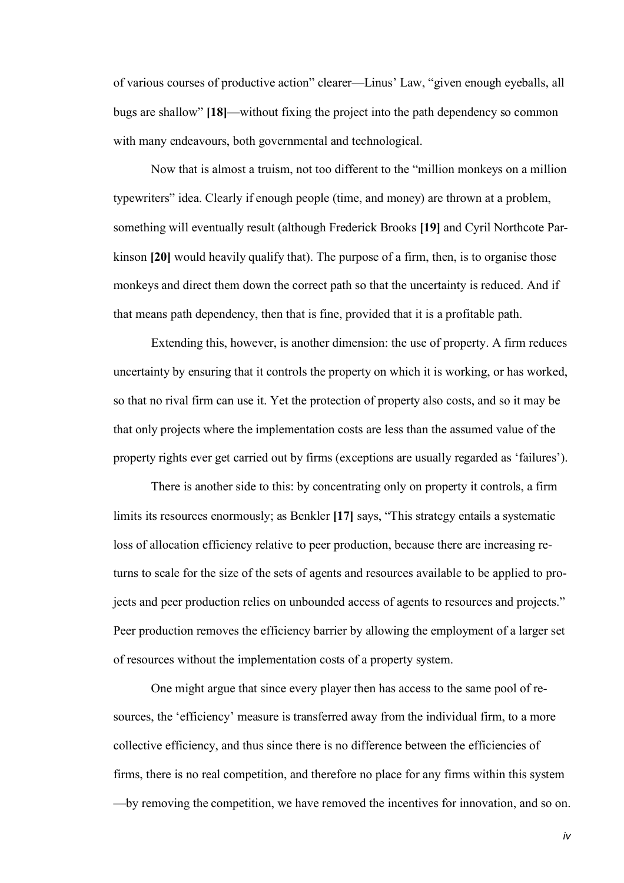of various courses of productive action" clearer—Linus' Law, "given enough eyeballs, all bugs are shallow" **[18]**—without fixing the project into the path dependency so common with many endeavours, both governmental and technological.

Now that is almost a truism, not too different to the "million monkeys on a million typewriters" idea. Clearly if enough people (time, and money) are thrown at a problem, something will eventually result (although Frederick Brooks **[19]** and Cyril Northcote Parkinson **[20]** would heavily qualify that). The purpose of a firm, then, is to organise those monkeys and direct them down the correct path so that the uncertainty is reduced. And if that means path dependency, then that is fine, provided that it is a profitable path.

Extending this, however, is another dimension: the use of property. A firm reduces uncertainty by ensuring that it controls the property on which it is working, or has worked, so that no rival firm can use it. Yet the protection of property also costs, and so it may be that only projects where the implementation costs are less than the assumed value of the property rights ever get carried out by firms (exceptions are usually regarded as 'failures').

There is another side to this: by concentrating only on property it controls, a firm limits its resources enormously; as Benkler **[17]** says, "This strategy entails a systematic loss of allocation efficiency relative to peer production, because there are increasing returns to scale for the size of the sets of agents and resources available to be applied to projects and peer production relies on unbounded access of agents to resources and projects." Peer production removes the efficiency barrier by allowing the employment of a larger set of resources without the implementation costs of a property system.

One might argue that since every player then has access to the same pool of resources, the 'efficiency' measure is transferred away from the individual firm, to a more collective efficiency, and thus since there is no difference between the efficiencies of firms, there is no real competition, and therefore no place for any firms within this system —by removing the competition, we have removed the incentives for innovation, and so on.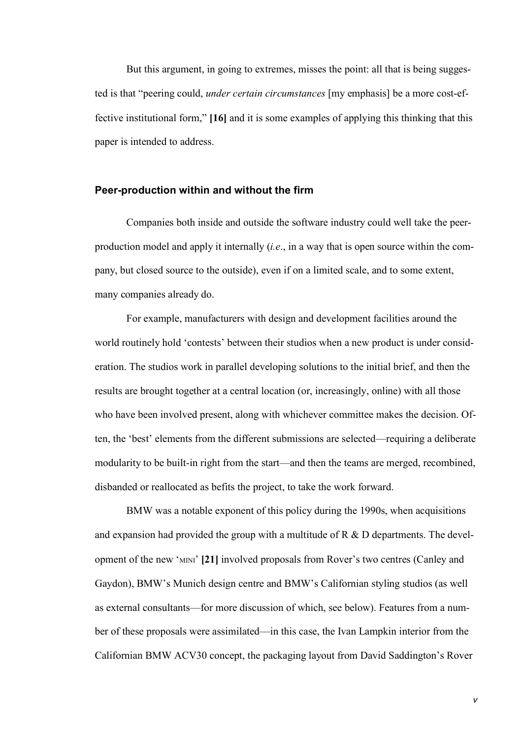But this argument, in going to extremes, misses the point: all that is being suggested is that "peering could, *under certain circumstances* [my emphasis] be a more cost-effective institutional form," **[16]** and it is some examples of applying this thinking that this paper is intended to address.

### Peer-production within and without the firm

Companies both inside and outside the software industry could well take the peer-production model and apply it internally (*i.e*., in a way that is open source within the company, but closed source to the outside), even if on a limited scale, and to some extent, many companies already do.

For example, manufacturers with design and development facilities around the world routinely hold 'contests' between their studios when a new product is under consideration. The studios work in parallel developing solutions to the initial brief, and then the results are brought together at a central location (or, increasingly, online) with all those who have been involved present, along with whichever committee makes the decision. Often, the 'best' elements from the different submissions are selected—requiring a deliberate modularity to be built-in right from the start—and then the teams are merged, recombined, disbanded or reallocated as befits the project, to take the work forward.

BMW was a notable exponent of this policy during the 1990s, when acquisitions and expansion had provided the group with a multitude of R & D departments. The development of the new 'MINI' **[21]** involved proposals from Rover's two centres (Canley and Gaydon), BMW's Munich design centre and BMW's Californian styling studios (as well as external consultants—for more discussion of which, see below). Features from a number of these proposals were assimilated—in this case, the Ivan Lampkin interior from the Californian BMW ACV30 concept, the packaging layout from David Saddington's Rover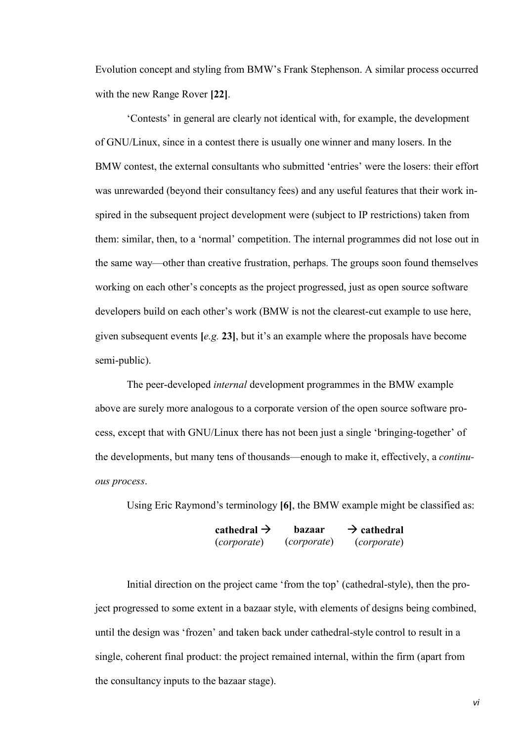Evolution concept and styling from BMW's Frank Stephenson. A similar process occurred with the new Range Rover **[22]**.

'Contests' in general are clearly not identical with, for example, the development of GNU/Linux, since in a contest there is usually one winner and many losers. In the BMW contest, the external consultants who submitted 'entries' were the losers: their effort was unrewarded (beyond their consultancy fees) and any useful features that their work inspired in the subsequent project development were (subject to IP restrictions) taken from them: similar, then, to a 'normal' competition. The internal programmes did not lose out in the same way—other than creative frustration, perhaps. The groups soon found themselves working on each other's concepts as the project progressed, just as open source software developers build on each other's work (BMW is not the clearest-cut example to use here, given subsequent events **[***e.g.* **23]**, but it's an example where the proposals have become semi-public).

The peer-developed *internal* development programmes in the BMW example above are surely more analogous to a corporate version of the open source software process, except that with GNU/Linux there has not been just a single 'bringing-together' of the developments, but many tens of thousands—enough to make it, effectively, a *continuous process*.

Using Eric Raymond's terminology **[6]**, the BMW example might be classified as:

| **cathedral →** | **bazaar** | **→ cathedral** |
|---|---|---|
| (*corporate*) | (*corporate*) | (*corporate*) |

Initial direction on the project came 'from the top' (cathedral-style), then the project progressed to some extent in a bazaar style, with elements of designs being combined, until the design was 'frozen' and taken back under cathedral-style control to result in a single, coherent final product: the project remained internal, within the firm (apart from the consultancy inputs to the bazaar stage).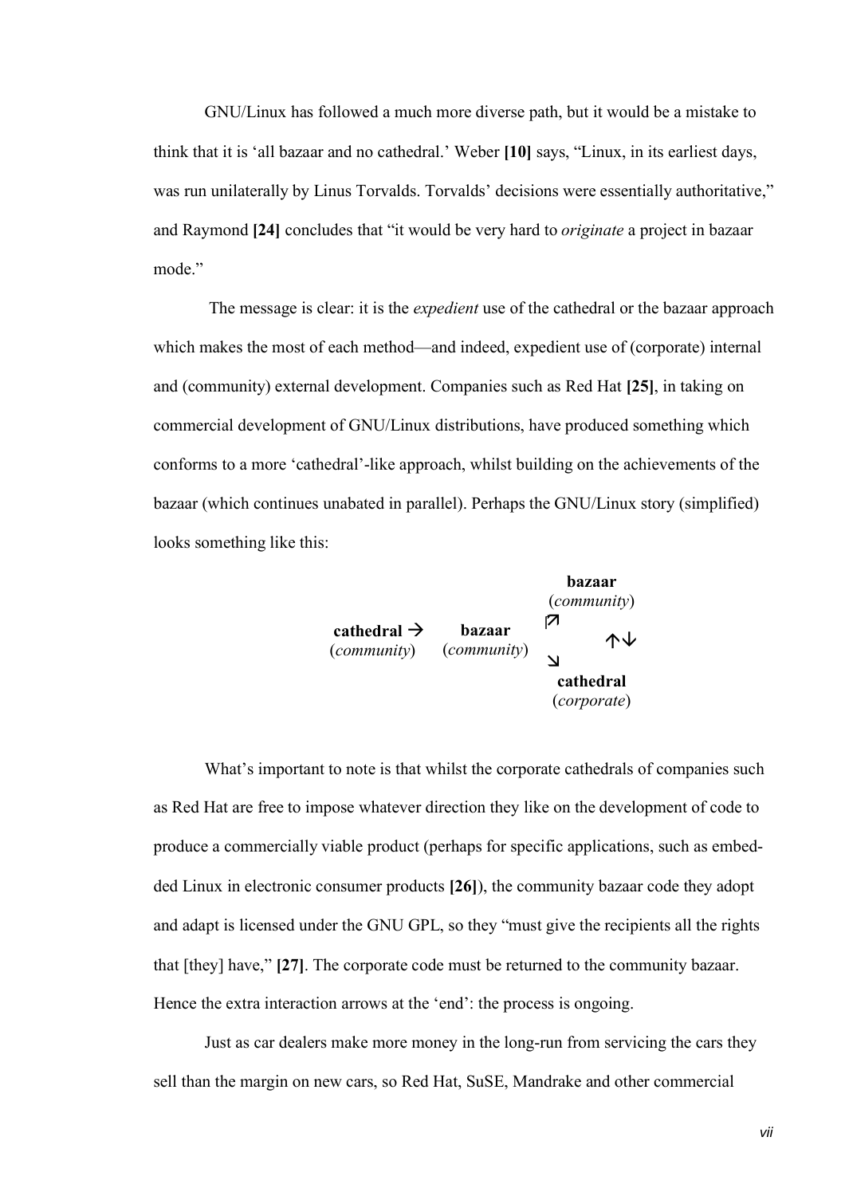GNU/Linux has followed a much more diverse path, but it would be a mistake to think that it is 'all bazaar and no cathedral.' Weber **[10]** says, "Linux, in its earliest days, was run unilaterally by Linus Torvalds. Torvalds' decisions were essentially authoritative," and Raymond **[24]** concludes that "it would be very hard to *originate* a project in bazaar mode."

The message is clear: it is the *expedient* use of the cathedral or the bazaar approach which makes the most of each method—and indeed, expedient use of (corporate) internal and (community) external development. Companies such as Red Hat **[25]**, in taking on commercial development of GNU/Linux distributions, have produced something which conforms to a more 'cathedral'-like approach, whilst building on the achievements of the bazaar (which continues unabated in parallel). Perhaps the GNU/Linux story (simplified) looks something like this:

```
                                          bazaar
                                        (community)
                                         ↗
cathedral →          bazaar                        ↑↓
(community)        (community)
                                         ↘
                                         cathedral
                                         (corporate)
```

What's important to note is that whilst the corporate cathedrals of companies such as Red Hat are free to impose whatever direction they like on the development of code to produce a commercially viable product (perhaps for specific applications, such as embedded Linux in electronic consumer products **[26]**), the community bazaar code they adopt and adapt is licensed under the GNU GPL, so they "must give the recipients all the rights that [they] have," **[27]**. The corporate code must be returned to the community bazaar. Hence the extra interaction arrows at the 'end': the process is ongoing.

Just as car dealers make more money in the long-run from servicing the cars they sell than the margin on new cars, so Red Hat, SuSE, Mandrake and other commercial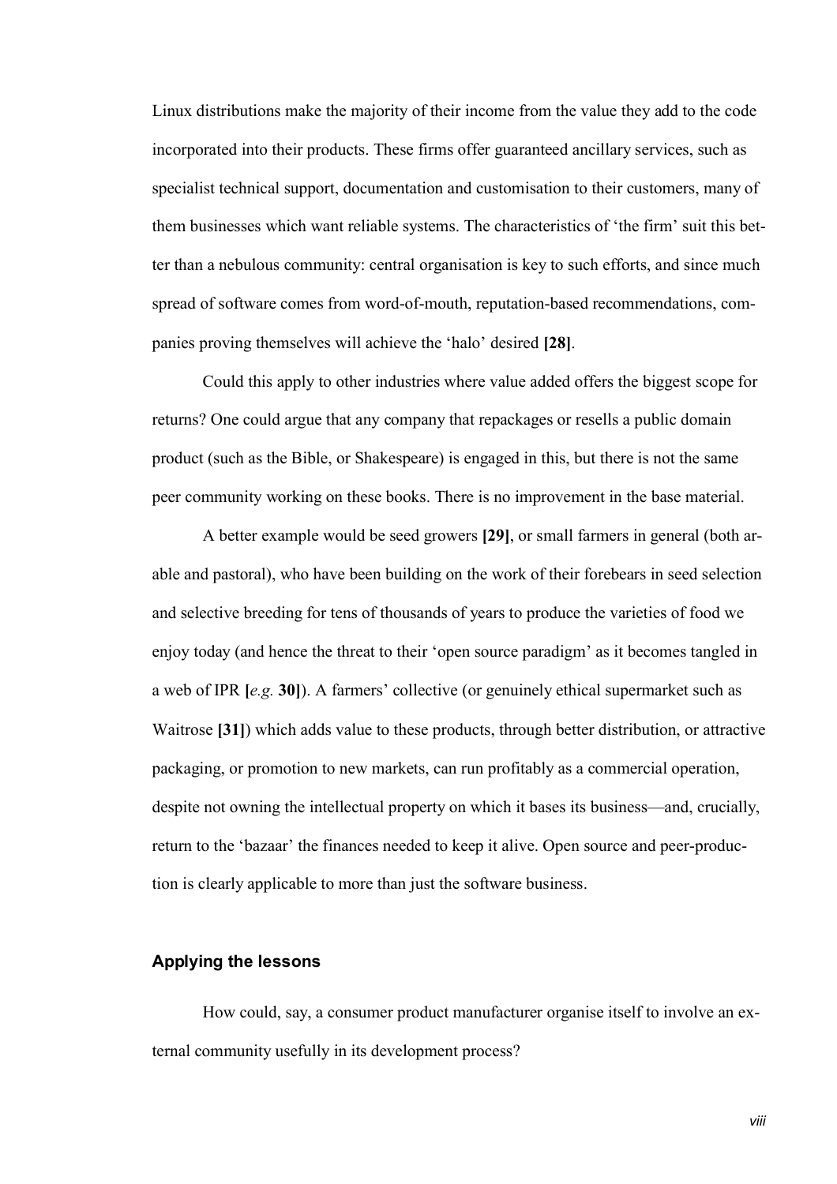Linux distributions make the majority of their income from the value they add to the code incorporated into their products. These firms offer guaranteed ancillary services, such as specialist technical support, documentation and customisation to their customers, many of them businesses which want reliable systems. The characteristics of 'the firm' suit this better than a nebulous community: central organisation is key to such efforts, and since much spread of software comes from word-of-mouth, reputation-based recommendations, companies proving themselves will achieve the 'halo' desired **[28]**.

Could this apply to other industries where value added offers the biggest scope for returns? One could argue that any company that repackages or resells a public domain product (such as the Bible, or Shakespeare) is engaged in this, but there is not the same peer community working on these books. There is no improvement in the base material.

A better example would be seed growers **[29]**, or small farmers in general (both arable and pastoral), who have been building on the work of their forebears in seed selection and selective breeding for tens of thousands of years to produce the varieties of food we enjoy today (and hence the threat to their 'open source paradigm' as it becomes tangled in a web of IPR **[***e.g.* **30]**). A farmers' collective (or genuinely ethical supermarket such as Waitrose **[31]**) which adds value to these products, through better distribution, or attractive packaging, or promotion to new markets, can run profitably as a commercial operation, despite not owning the intellectual property on which it bases its business—and, crucially, return to the 'bazaar' the finances needed to keep it alive. Open source and peer-production is clearly applicable to more than just the software business.

### Applying the lessons

How could, say, a consumer product manufacturer organise itself to involve an external community usefully in its development process?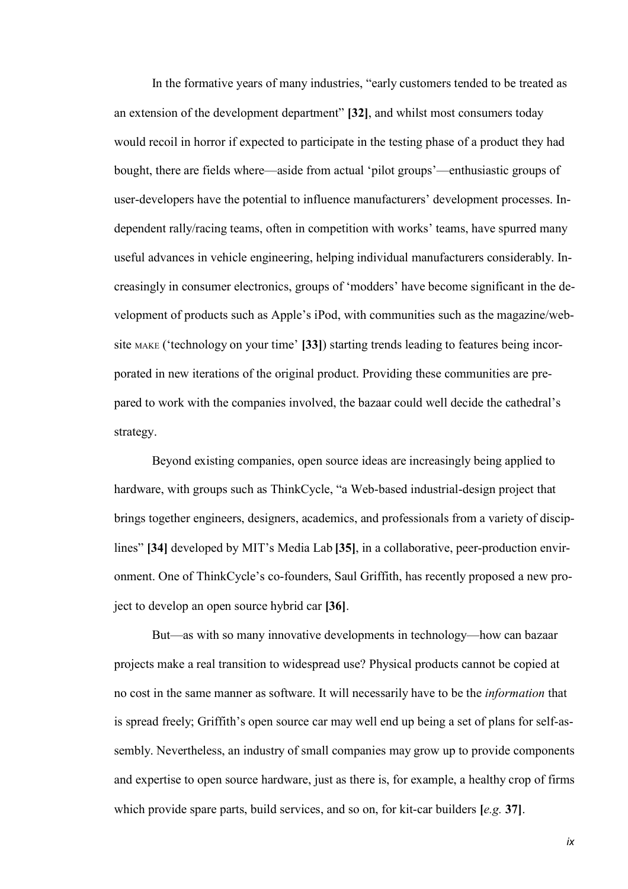In the formative years of many industries, "early customers tended to be treated as an extension of the development department" **[32]**, and whilst most consumers today would recoil in horror if expected to participate in the testing phase of a product they had bought, there are fields where—aside from actual 'pilot groups'—enthusiastic groups of user-developers have the potential to influence manufacturers' development processes. Independent rally/racing teams, often in competition with works' teams, have spurred many useful advances in vehicle engineering, helping individual manufacturers considerably. Increasingly in consumer electronics, groups of 'modders' have become significant in the development of products such as Apple's iPod, with communities such as the magazine/website MAKE ('technology on your time' **[33]**) starting trends leading to features being incorporated in new iterations of the original product. Providing these communities are prepared to work with the companies involved, the bazaar could well decide the cathedral's strategy.

Beyond existing companies, open source ideas are increasingly being applied to hardware, with groups such as ThinkCycle, "a Web-based industrial-design project that brings together engineers, designers, academics, and professionals from a variety of disciplines" **[34]** developed by MIT's Media Lab **[35]**, in a collaborative, peer-production environment. One of ThinkCycle's co-founders, Saul Griffith, has recently proposed a new project to develop an open source hybrid car **[36]**.

But—as with so many innovative developments in technology—how can bazaar projects make a real transition to widespread use? Physical products cannot be copied at no cost in the same manner as software. It will necessarily have to be the *information* that is spread freely; Griffith's open source car may well end up being a set of plans for self-assembly. Nevertheless, an industry of small companies may grow up to provide components and expertise to open source hardware, just as there is, for example, a healthy crop of firms which provide spare parts, build services, and so on, for kit-car builders **[*e.g.* 37]**.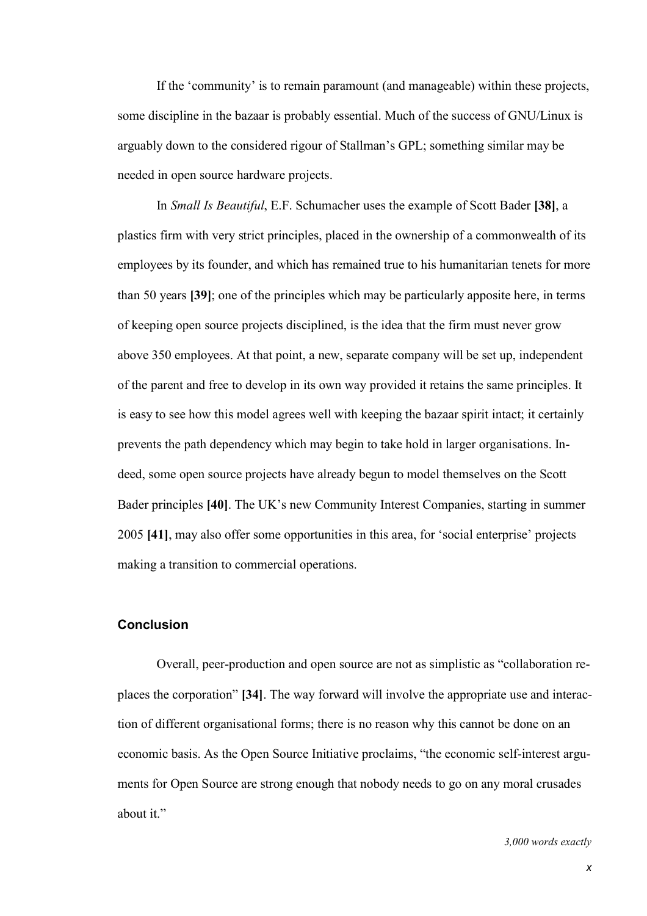If the 'community' is to remain paramount (and manageable) within these projects, some discipline in the bazaar is probably essential. Much of the success of GNU/Linux is arguably down to the considered rigour of Stallman's GPL; something similar may be needed in open source hardware projects.

In *Small Is Beautiful*, E.F. Schumacher uses the example of Scott Bader **[38]**, a plastics firm with very strict principles, placed in the ownership of a commonwealth of its employees by its founder, and which has remained true to his humanitarian tenets for more than 50 years **[39]**; one of the principles which may be particularly apposite here, in terms of keeping open source projects disciplined, is the idea that the firm must never grow above 350 employees. At that point, a new, separate company will be set up, independent of the parent and free to develop in its own way provided it retains the same principles. It is easy to see how this model agrees well with keeping the bazaar spirit intact; it certainly prevents the path dependency which may begin to take hold in larger organisations. Indeed, some open source projects have already begun to model themselves on the Scott Bader principles **[40]**. The UK's new Community Interest Companies, starting in summer 2005 **[41]**, may also offer some opportunities in this area, for 'social enterprise' projects making a transition to commercial operations.

### Conclusion

Overall, peer-production and open source are not as simplistic as "collaboration replaces the corporation" **[34]**. The way forward will involve the appropriate use and interaction of different organisational forms; there is no reason why this cannot be done on an economic basis. As the Open Source Initiative proclaims, "the economic self-interest arguments for Open Source are strong enough that nobody needs to go on any moral crusades about it."

*3,000 words exactly*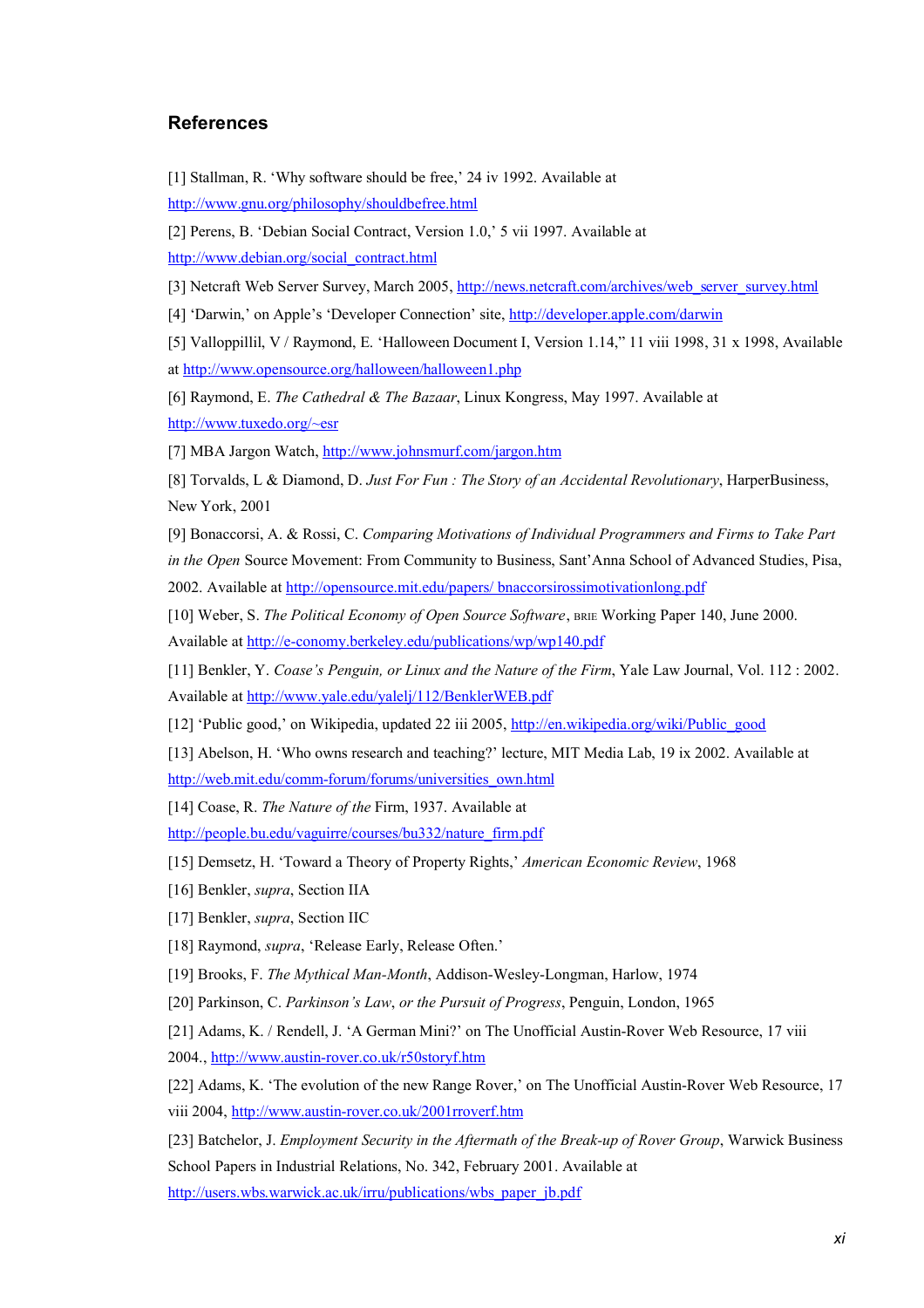## References

[1] Stallman, R. 'Why software should be free,' 24 iv 1992. Available at http://www.gnu.org/philosophy/shouldbefree.html

[2] Perens, B. 'Debian Social Contract, Version 1.0,' 5 vii 1997. Available at http://www.debian.org/social_contract.html

[3] Netcraft Web Server Survey, March 2005, http://news.netcraft.com/archives/web_server_survey.html

[4] 'Darwin,' on Apple's 'Developer Connection' site, http://developer.apple.com/darwin

[5] Valloppillil, V / Raymond, E. 'Halloween Document I, Version 1.14," 11 viii 1998, 31 x 1998, Available at http://www.opensource.org/halloween/halloween1.php

[6] Raymond, E. *The Cathedral & The Bazaar*, Linux Kongress, May 1997. Available at http://www.tuxedo.org/~esr

[7] MBA Jargon Watch, http://www.johnsmurf.com/jargon.htm

[8] Torvalds, L & Diamond, D. *Just For Fun : The Story of an Accidental Revolutionary*, HarperBusiness, New York, 2001

[9] Bonaccorsi, A. & Rossi, C. *Comparing Motivations of Individual Programmers and Firms to Take Part in the Open* Source Movement: From Community to Business, Sant'Anna School of Advanced Studies, Pisa, 2002. Available at http://opensource.mit.edu/papers/ bnaccorsirossimotivationlong.pdf

[10] Weber, S. *The Political Economy of Open Source Software*, BRIE Working Paper 140, June 2000. Available at http://e-conomy.berkeley.edu/publications/wp/wp140.pdf

[11] Benkler, Y. *Coase's Penguin, or Linux and the Nature of the Firm*, Yale Law Journal, Vol. 112 : 2002. Available at http://www.yale.edu/yalelj/112/BenklerWEB.pdf

[12] 'Public good,' on Wikipedia, updated 22 iii 2005, http://en.wikipedia.org/wiki/Public_good

[13] Abelson, H. 'Who owns research and teaching?' lecture, MIT Media Lab, 19 ix 2002. Available at http://web.mit.edu/comm-forum/forums/universities_own.html

[14] Coase, R. *The Nature of the* Firm, 1937. Available at http://people.bu.edu/vaguirre/courses/bu332/nature_firm.pdf

[15] Demsetz, H. 'Toward a Theory of Property Rights,' *American Economic Review*, 1968

[16] Benkler, *supra*, Section IIA

[17] Benkler, *supra*, Section IIC

[18] Raymond, *supra*, 'Release Early, Release Often.'

[19] Brooks, F. *The Mythical Man-Month*, Addison-Wesley-Longman, Harlow, 1974

[20] Parkinson, C. *Parkinson's Law, or the Pursuit of Progress*, Penguin, London, 1965

[21] Adams, K. / Rendell, J. 'A German Mini?' on The Unofficial Austin-Rover Web Resource, 17 viii 2004., http://www.austin-rover.co.uk/r50storyf.htm

[22] Adams, K. 'The evolution of the new Range Rover,' on The Unofficial Austin-Rover Web Resource, 17 viii 2004, http://www.austin-rover.co.uk/2001rroverf.htm

[23] Batchelor, J. *Employment Security in the Aftermath of the Break-up of Rover Group*, Warwick Business School Papers in Industrial Relations, No. 342, February 2001. Available at http://users.wbs.warwick.ac.uk/irru/publications/wbs_paper_jb.pdf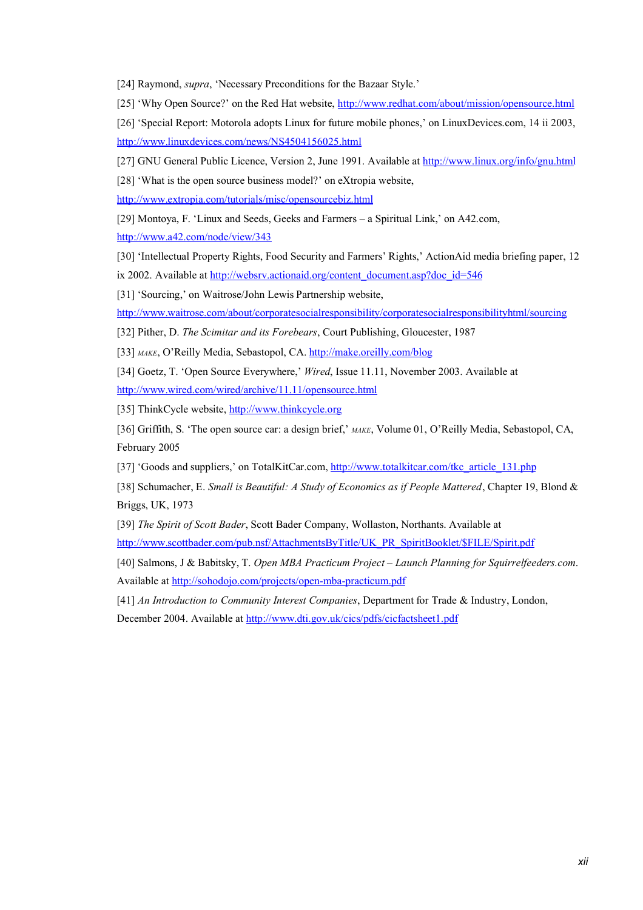[24] Raymond, *supra*, 'Necessary Preconditions for the Bazaar Style.'

[25] 'Why Open Source?' on the Red Hat website, http://www.redhat.com/about/mission/opensource.html

[26] 'Special Report: Motorola adopts Linux for future mobile phones,' on LinuxDevices.com, 14 ii 2003, http://www.linuxdevices.com/news/NS4504156025.html

[27] GNU General Public Licence, Version 2, June 1991. Available at http://www.linux.org/info/gnu.html

[28] 'What is the open source business model?' on eXtropia website, http://www.extropia.com/tutorials/misc/opensourcebiz.html

[29] Montoya, F. 'Linux and Seeds, Geeks and Farmers – a Spiritual Link,' on A42.com, http://www.a42.com/node/view/343

[30] 'Intellectual Property Rights, Food Security and Farmers' Rights,' ActionAid media briefing paper, 12 ix 2002. Available at http://websrv.actionaid.org/content_document.asp?doc_id=546

[31] 'Sourcing,' on Waitrose/John Lewis Partnership website, http://www.waitrose.com/about/corporatesocialresponsibility/corporatesocialresponsibilityhtml/sourcing

[32] Pither, D. *The Scimitar and its Forebears*, Court Publishing, Gloucester, 1987

[33] *MAKE*, O'Reilly Media, Sebastopol, CA. http://make.oreilly.com/blog

[34] Goetz, T. 'Open Source Everywhere,' *Wired*, Issue 11.11, November 2003. Available at http://www.wired.com/wired/archive/11.11/opensource.html

[35] ThinkCycle website, http://www.thinkcycle.org

[36] Griffith, S. 'The open source car: a design brief,' *MAKE*, Volume 01, O'Reilly Media, Sebastopol, CA, February 2005

[37] 'Goods and suppliers,' on TotalKitCar.com, http://www.totalkitcar.com/tkc_article_131.php

[38] Schumacher, E. *Small is Beautiful: A Study of Economics as if People Mattered*, Chapter 19, Blond & Briggs, UK, 1973

[39] *The Spirit of Scott Bader*, Scott Bader Company, Wollaston, Northants. Available at http://www.scottbader.com/pub.nsf/AttachmentsByTitle/UK_PR_SpiritBooklet/$FILE/Spirit.pdf

[40] Salmons, J & Babitsky, T. *Open MBA Practicum Project – Launch Planning for Squirrelfeeders.com*. Available at http://sohodojo.com/projects/open-mba-practicum.pdf

[41] *An Introduction to Community Interest Companies*, Department for Trade & Industry, London, December 2004. Available at http://www.dti.gov.uk/cics/pdfs/cicfactsheet1.pdf